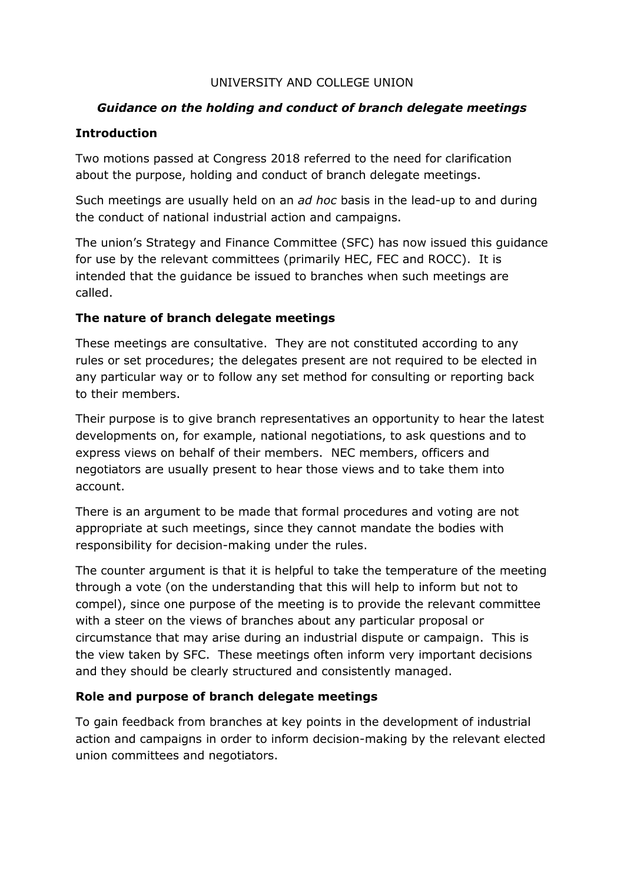UNIVERSITY AND COLLEGE UNION

## *Guidance on the holding and conduct of branch delegate meetings*

### Introduction

Two motions passed at Congress 2018 referred to the need for clarification about the purpose, holding and conduct of branch delegate meetings.

Such meetings are usually held on an *ad hoc* basis in the lead-up to and during the conduct of national industrial action and campaigns.

The union's Strategy and Finance Committee (SFC) has now issued this guidance for use by the relevant committees (primarily HEC, FEC and ROCC). It is intended that the guidance be issued to branches when such meetings are called.

### The nature of branch delegate meetings

These meetings are consultative. They are not constituted according to any rules or set procedures; the delegates present are not required to be elected in any particular way or to follow any set method for consulting or reporting back to their members.

Their purpose is to give branch representatives an opportunity to hear the latest developments on, for example, national negotiations, to ask questions and to express views on behalf of their members. NEC members, officers and negotiators are usually present to hear those views and to take them into account.

There is an argument to be made that formal procedures and voting are not appropriate at such meetings, since they cannot mandate the bodies with responsibility for decision-making under the rules.

The counter argument is that it is helpful to take the temperature of the meeting through a vote (on the understanding that this will help to inform but not to compel), since one purpose of the meeting is to provide the relevant committee with a steer on the views of branches about any particular proposal or circumstance that may arise during an industrial dispute or campaign. This is the view taken by SFC. These meetings often inform very important decisions and they should be clearly structured and consistently managed.

### Role and purpose of branch delegate meetings

To gain feedback from branches at key points in the development of industrial action and campaigns in order to inform decision-making by the relevant elected union committees and negotiators.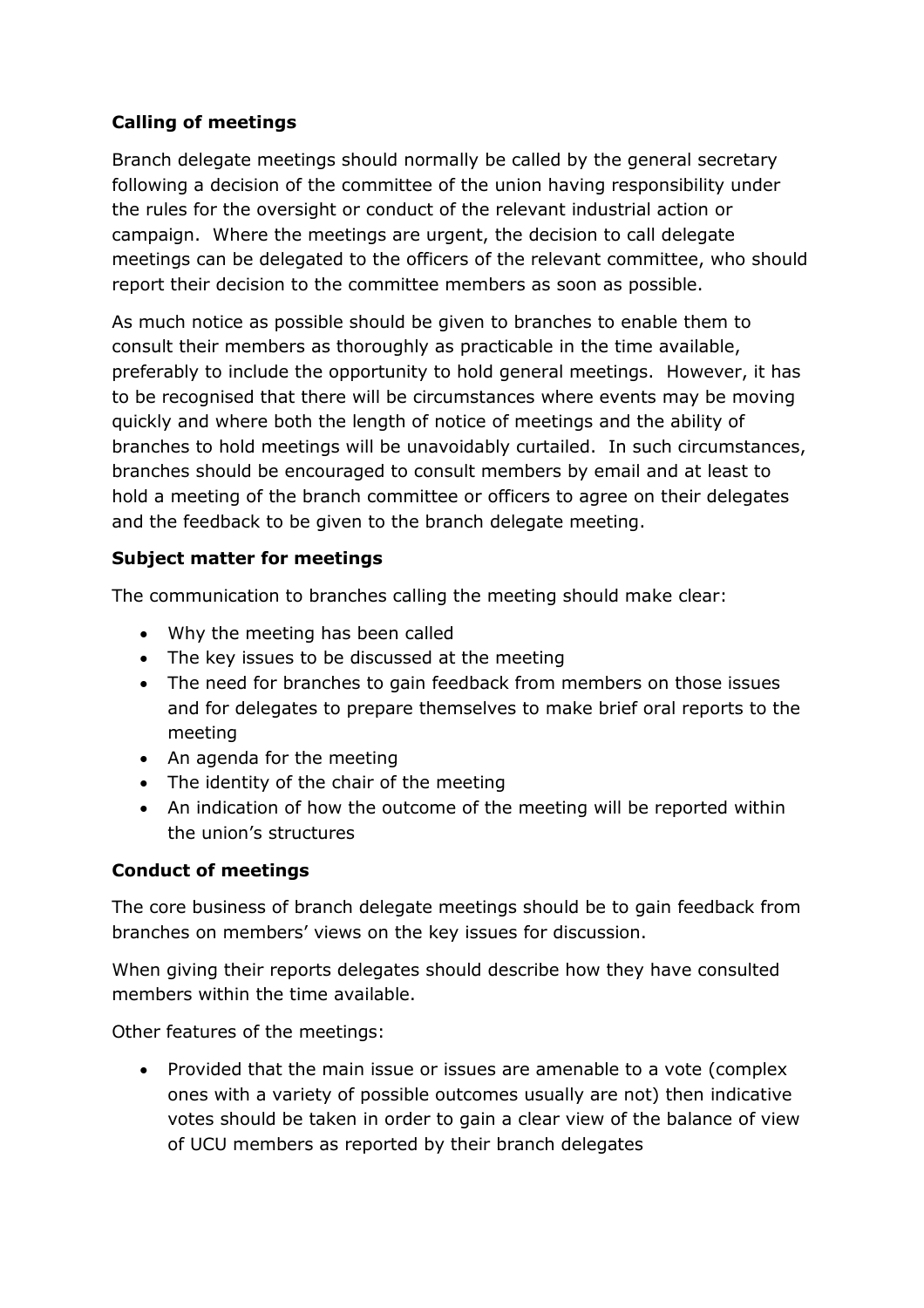**Calling of meetings**

Branch delegate meetings should normally be called by the general secretary following a decision of the committee of the union having responsibility under the rules for the oversight or conduct of the relevant industrial action or campaign. Where the meetings are urgent, the decision to call delegate meetings can be delegated to the officers of the relevant committee, who should report their decision to the committee members as soon as possible.

As much notice as possible should be given to branches to enable them to consult their members as thoroughly as practicable in the time available, preferably to include the opportunity to hold general meetings. However, it has to be recognised that there will be circumstances where events may be moving quickly and where both the length of notice of meetings and the ability of branches to hold meetings will be unavoidably curtailed. In such circumstances, branches should be encouraged to consult members by email and at least to hold a meeting of the branch committee or officers to agree on their delegates and the feedback to be given to the branch delegate meeting.

**Subject matter for meetings**

The communication to branches calling the meeting should make clear:

- Why the meeting has been called
- The key issues to be discussed at the meeting
- The need for branches to gain feedback from members on those issues and for delegates to prepare themselves to make brief oral reports to the meeting
- An agenda for the meeting
- The identity of the chair of the meeting
- An indication of how the outcome of the meeting will be reported within the union's structures

**Conduct of meetings**

The core business of branch delegate meetings should be to gain feedback from branches on members' views on the key issues for discussion.

When giving their reports delegates should describe how they have consulted members within the time available.

Other features of the meetings:

- Provided that the main issue or issues are amenable to a vote (complex ones with a variety of possible outcomes usually are not) then indicative votes should be taken in order to gain a clear view of the balance of view of UCU members as reported by their branch delegates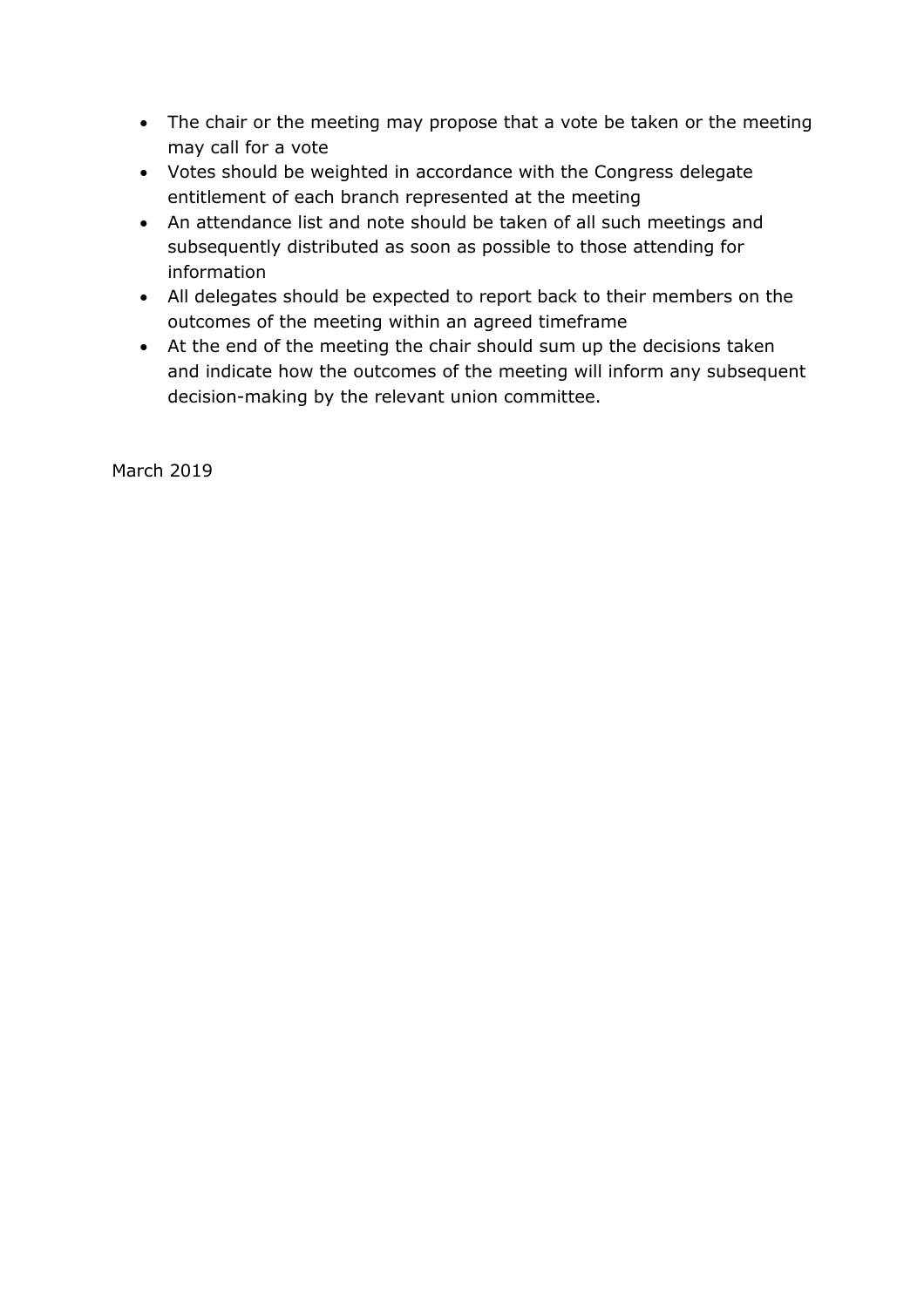- The chair or the meeting may propose that a vote be taken or the meeting may call for a vote
- Votes should be weighted in accordance with the Congress delegate entitlement of each branch represented at the meeting
- An attendance list and note should be taken of all such meetings and subsequently distributed as soon as possible to those attending for information
- All delegates should be expected to report back to their members on the outcomes of the meeting within an agreed timeframe
- At the end of the meeting the chair should sum up the decisions taken and indicate how the outcomes of the meeting will inform any subsequent decision-making by the relevant union committee.

March 2019